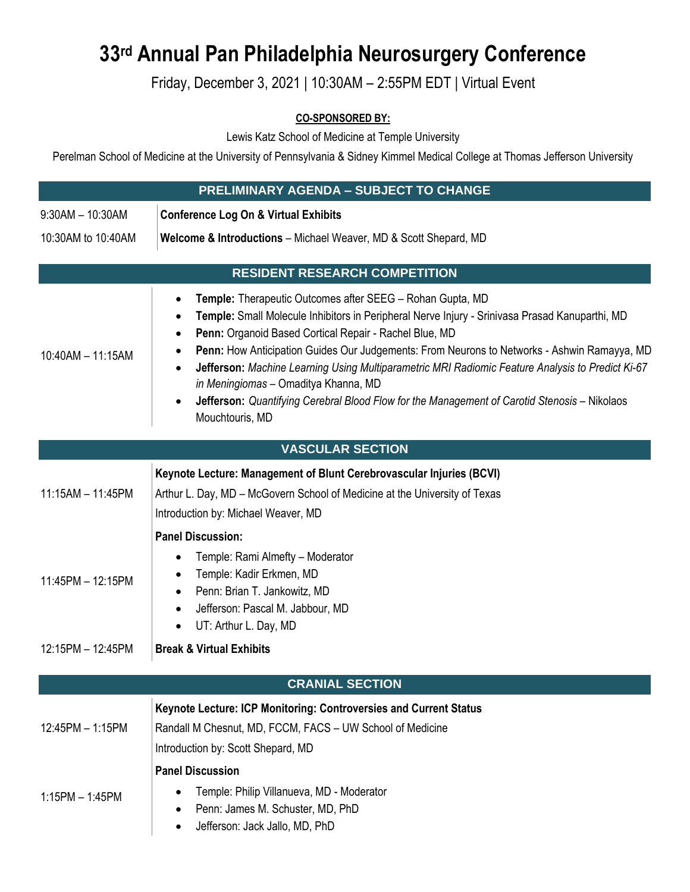# 33rd Annual Pan Philadelphia Neurosurgery Conference

Friday, December 3, 2021 | 10:30AM – 2:55PM EDT | Virtual Event

**CO-SPONSORED BY:**

Lewis Katz School of Medicine at Temple University

Perelman School of Medicine at the University of Pennsylvania & Sidney Kimmel Medical College at Thomas Jefferson University

## PRELIMINARY AGENDA – SUBJECT TO CHANGE

| | |
|---|---|
| 9:30AM – 10:30AM | **Conference Log On & Virtual Exhibits** |
| 10:30AM to 10:40AM | **Welcome & Introductions** – Michael Weaver, MD & Scott Shepard, MD |

## RESIDENT RESEARCH COMPETITION

10:40AM – 11:15AM

- **Temple:** Therapeutic Outcomes after SEEG – Rohan Gupta, MD
- **Temple:** Small Molecule Inhibitors in Peripheral Nerve Injury - Srinivasa Prasad Kanuparthi, MD
- **Penn:** Organoid Based Cortical Repair - Rachel Blue, MD
- **Penn:** How Anticipation Guides Our Judgements: From Neurons to Networks - Ashwin Ramayya, MD
- **Jefferson:** *Machine Learning Using Multiparametric MRI Radiomic Feature Analysis to Predict Ki-67 in Meningiomas* – Omaditya Khanna, MD
- **Jefferson:** *Quantifying Cerebral Blood Flow for the Management of Carotid Stenosis* – Nikolaos Mouchtouris, MD

## VASCULAR SECTION

11:15AM – 11:45PM

**Keynote Lecture: Management of Blunt Cerebrovascular Injuries (BCVI)**

Arthur L. Day, MD – McGovern School of Medicine at the University of Texas

Introduction by: Michael Weaver, MD

11:45PM – 12:15PM

**Panel Discussion:**

- Temple: Rami Almefty – Moderator
- Temple: Kadir Erkmen, MD
- Penn: Brian T. Jankowitz, MD
- Jefferson: Pascal M. Jabbour, MD
- UT: Arthur L. Day, MD

12:15PM – 12:45PM

**Break & Virtual Exhibits**

## CRANIAL SECTION

12:45PM – 1:15PM

**Keynote Lecture: ICP Monitoring: Controversies and Current Status**

Randall M Chesnut, MD, FCCM, FACS – UW School of Medicine

Introduction by: Scott Shepard, MD

1:15PM – 1:45PM

**Panel Discussion**

- Temple: Philip Villanueva, MD - Moderator
- Penn: James M. Schuster, MD, PhD
- Jefferson: Jack Jallo, MD, PhD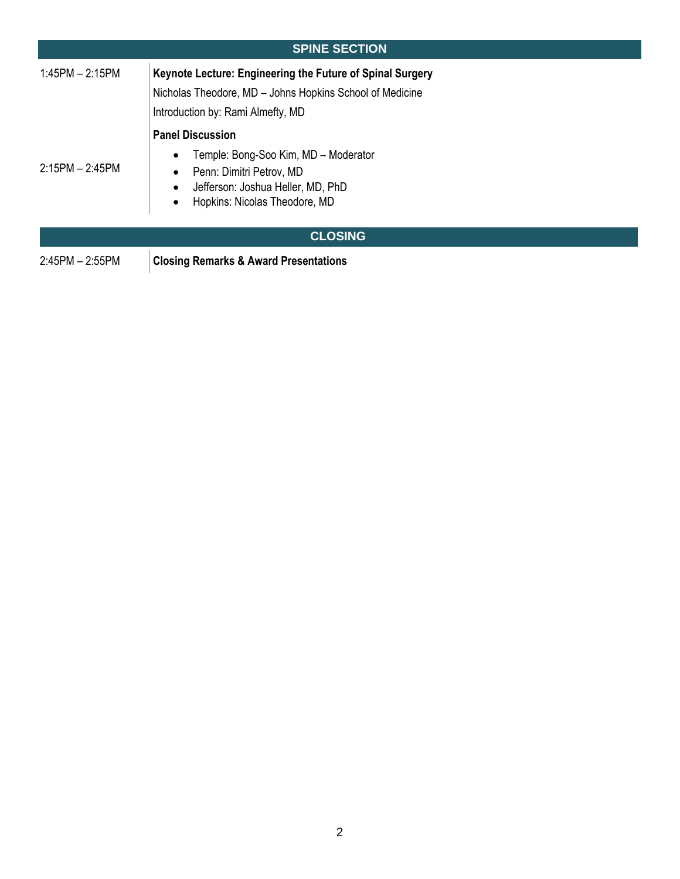## SPINE SECTION

| | |
|---|---|
| 1:45PM – 2:15PM | **Keynote Lecture: Engineering the Future of Spinal Surgery**<br>Nicholas Theodore, MD – Johns Hopkins School of Medicine<br>Introduction by: Rami Almefty, MD |
| 2:15PM – 2:45PM | **Panel Discussion**<br>• Temple: Bong-Soo Kim, MD – Moderator<br>• Penn: Dimitri Petrov, MD<br>• Jefferson: Joshua Heller, MD, PhD<br>• Hopkins: Nicolas Theodore, MD |

## CLOSING

| | |
|---|---|
| 2:45PM – 2:55PM | **Closing Remarks & Award Presentations** |